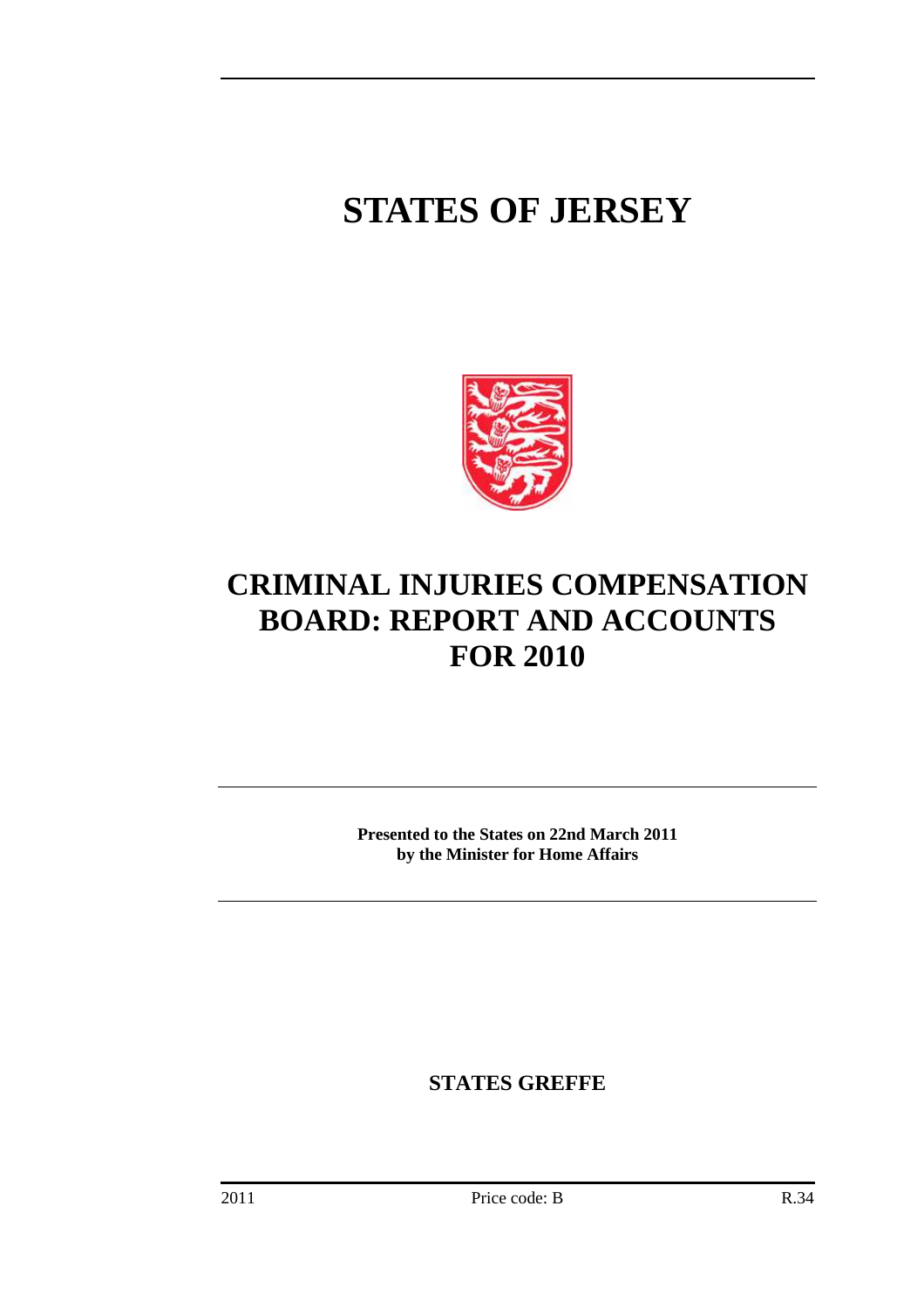# STATES OF JERSEY

# CRIMINAL INJURIES COMPENSATION BOARD: REPORT AND ACCOUNTS FOR 2010

**Presented to the States on 22nd March 2011 by the Minister for Home Affairs**

**STATES GREFFE**

2011 Price code: B R.34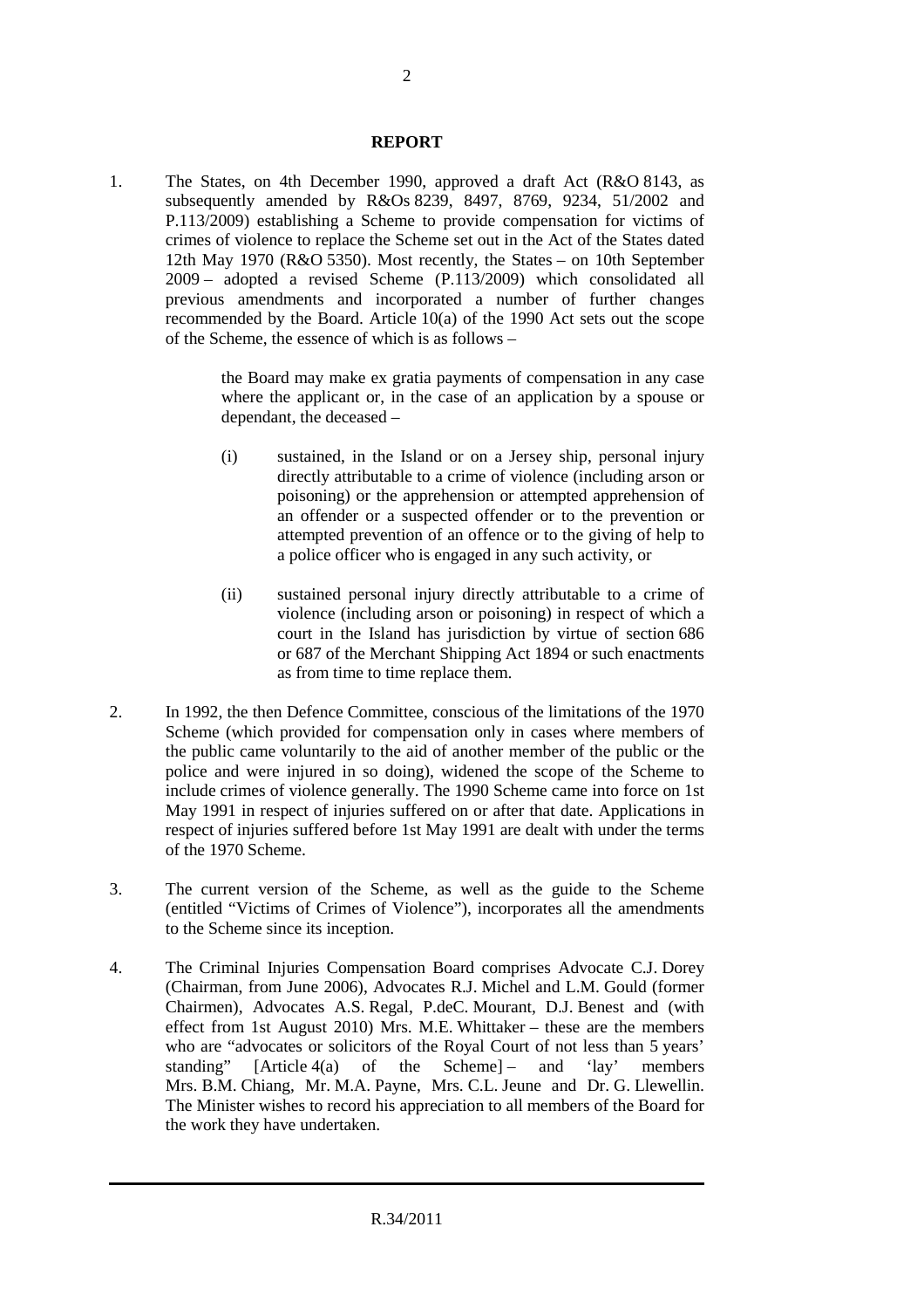## REPORT

1. The States, on 4th December 1990, approved a draft Act (R&O 8143, as subsequently amended by R&Os 8239, 8497, 8769, 9234, 51/2002 and P.113/2009) establishing a Scheme to provide compensation for victims of crimes of violence to replace the Scheme set out in the Act of the States dated 12th May 1970 (R&O 5350). Most recently, the States – on 10th September 2009 – adopted a revised Scheme (P.113/2009) which consolidated all previous amendments and incorporated a number of further changes recommended by the Board. Article 10(a) of the 1990 Act sets out the scope of the Scheme, the essence of which is as follows –

   the Board may make ex gratia payments of compensation in any case where the applicant or, in the case of an application by a spouse or dependant, the deceased –

   (i) sustained, in the Island or on a Jersey ship, personal injury directly attributable to a crime of violence (including arson or poisoning) or the apprehension or attempted apprehension of an offender or a suspected offender or to the prevention or attempted prevention of an offence or to the giving of help to a police officer who is engaged in any such activity, or

   (ii) sustained personal injury directly attributable to a crime of violence (including arson or poisoning) in respect of which a court in the Island has jurisdiction by virtue of section 686 or 687 of the Merchant Shipping Act 1894 or such enactments as from time to time replace them.

2. In 1992, the then Defence Committee, conscious of the limitations of the 1970 Scheme (which provided for compensation only in cases where members of the public came voluntarily to the aid of another member of the public or the police and were injured in so doing), widened the scope of the Scheme to include crimes of violence generally. The 1990 Scheme came into force on 1st May 1991 in respect of injuries suffered on or after that date. Applications in respect of injuries suffered before 1st May 1991 are dealt with under the terms of the 1970 Scheme.

3. The current version of the Scheme, as well as the guide to the Scheme (entitled "Victims of Crimes of Violence"), incorporates all the amendments to the Scheme since its inception.

4. The Criminal Injuries Compensation Board comprises Advocate C.J. Dorey (Chairman, from June 2006), Advocates R.J. Michel and L.M. Gould (former Chairmen), Advocates A.S. Regal, P.deC. Mourant, D.J. Benest and (with effect from 1st August 2010) Mrs. M.E. Whittaker – these are the members who are "advocates or solicitors of the Royal Court of not less than 5 years' standing" [Article 4(a) of the Scheme] – and 'lay' members Mrs. B.M. Chiang, Mr. M.A. Payne, Mrs. C.L. Jeune and Dr. G. Llewellin. The Minister wishes to record his appreciation to all members of the Board for the work they have undertaken.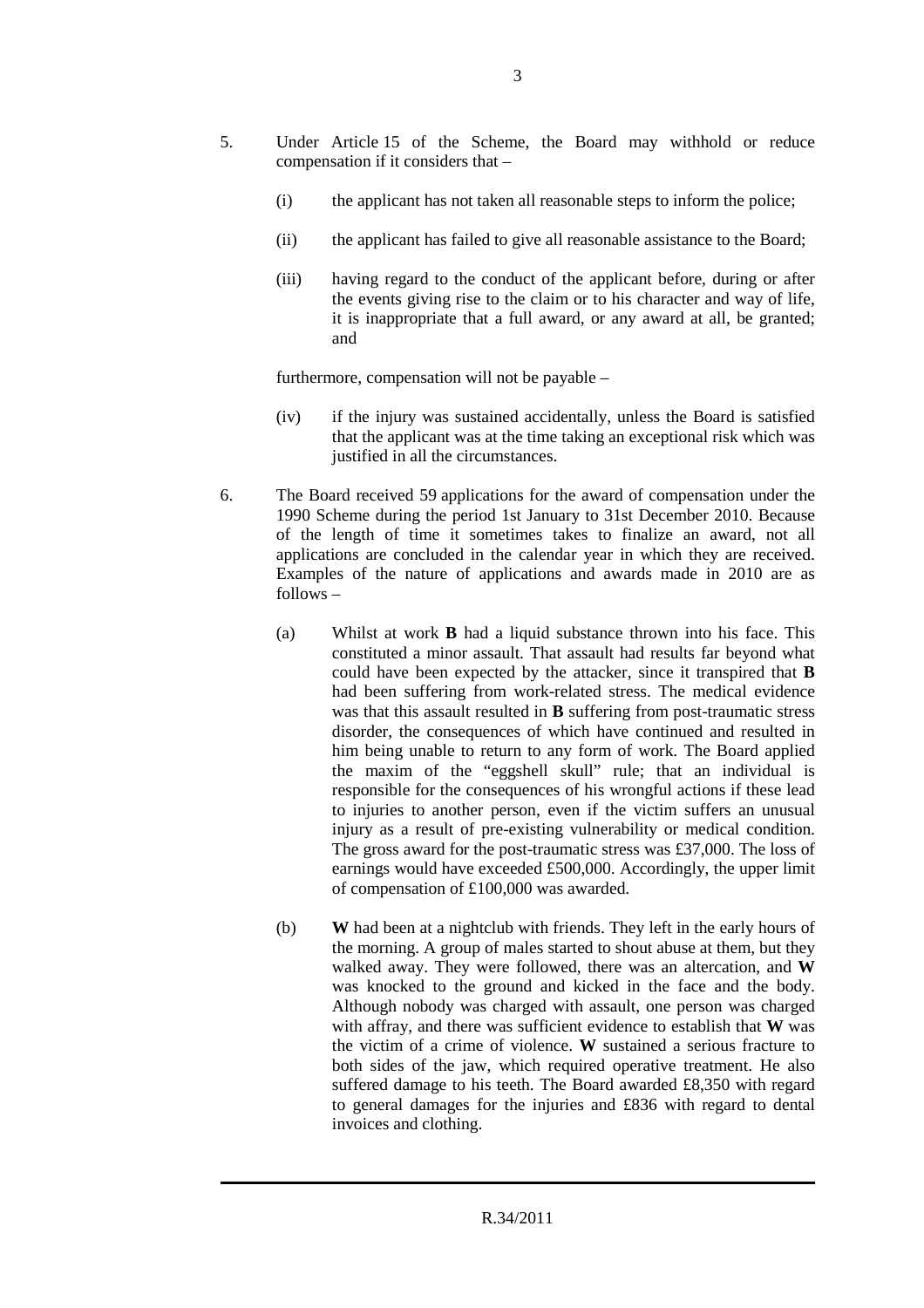5. Under Article 15 of the Scheme, the Board may withhold or reduce compensation if it considers that –

   (i) the applicant has not taken all reasonable steps to inform the police;

   (ii) the applicant has failed to give all reasonable assistance to the Board;

   (iii) having regard to the conduct of the applicant before, during or after the events giving rise to the claim or to his character and way of life, it is inappropriate that a full award, or any award at all, be granted; and

   furthermore, compensation will not be payable –

   (iv) if the injury was sustained accidentally, unless the Board is satisfied that the applicant was at the time taking an exceptional risk which was justified in all the circumstances.

6. The Board received 59 applications for the award of compensation under the 1990 Scheme during the period 1st January to 31st December 2010. Because of the length of time it sometimes takes to finalize an award, not all applications are concluded in the calendar year in which they are received. Examples of the nature of applications and awards made in 2010 are as follows –

   (a) Whilst at work **B** had a liquid substance thrown into his face. This constituted a minor assault. That assault had results far beyond what could have been expected by the attacker, since it transpired that **B** had been suffering from work-related stress. The medical evidence was that this assault resulted in **B** suffering from post-traumatic stress disorder, the consequences of which have continued and resulted in him being unable to return to any form of work. The Board applied the maxim of the "eggshell skull" rule; that an individual is responsible for the consequences of his wrongful actions if these lead to injuries to another person, even if the victim suffers an unusual injury as a result of pre-existing vulnerability or medical condition. The gross award for the post-traumatic stress was £37,000. The loss of earnings would have exceeded £500,000. Accordingly, the upper limit of compensation of £100,000 was awarded.

   (b) **W** had been at a nightclub with friends. They left in the early hours of the morning. A group of males started to shout abuse at them, but they walked away. They were followed, there was an altercation, and **W** was knocked to the ground and kicked in the face and the body. Although nobody was charged with assault, one person was charged with affray, and there was sufficient evidence to establish that **W** was the victim of a crime of violence. **W** sustained a serious fracture to both sides of the jaw, which required operative treatment. He also suffered damage to his teeth. The Board awarded £8,350 with regard to general damages for the injuries and £836 with regard to dental invoices and clothing.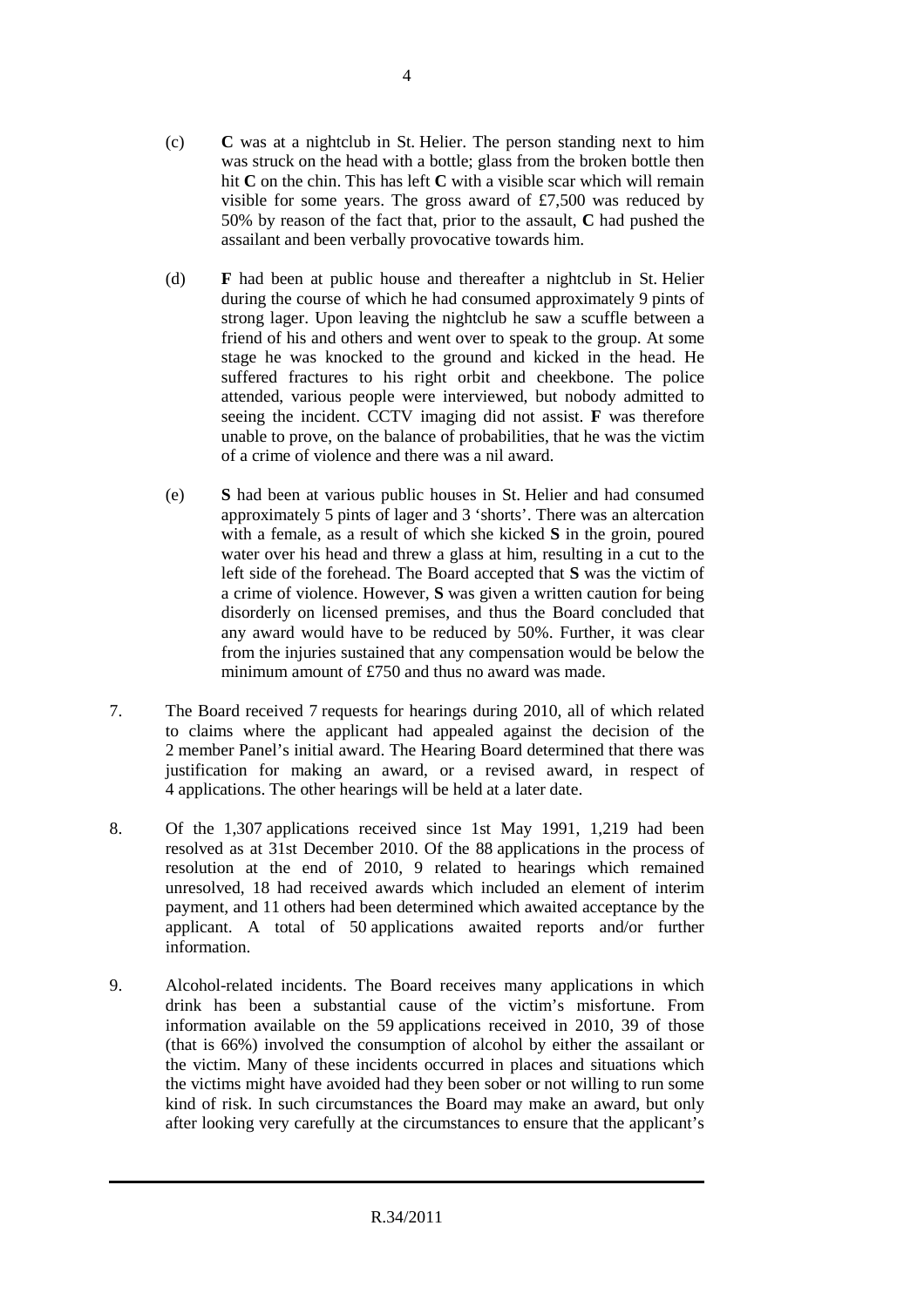(c) **C** was at a nightclub in St. Helier. The person standing next to him was struck on the head with a bottle; glass from the broken bottle then hit **C** on the chin. This has left **C** with a visible scar which will remain visible for some years. The gross award of £7,500 was reduced by 50% by reason of the fact that, prior to the assault, **C** had pushed the assailant and been verbally provocative towards him.

(d) **F** had been at public house and thereafter a nightclub in St. Helier during the course of which he had consumed approximately 9 pints of strong lager. Upon leaving the nightclub he saw a scuffle between a friend of his and others and went over to speak to the group. At some stage he was knocked to the ground and kicked in the head. He suffered fractures to his right orbit and cheekbone. The police attended, various people were interviewed, but nobody admitted to seeing the incident. CCTV imaging did not assist. **F** was therefore unable to prove, on the balance of probabilities, that he was the victim of a crime of violence and there was a nil award.

(e) **S** had been at various public houses in St. Helier and had consumed approximately 5 pints of lager and 3 'shorts'. There was an altercation with a female, as a result of which she kicked **S** in the groin, poured water over his head and threw a glass at him, resulting in a cut to the left side of the forehead. The Board accepted that **S** was the victim of a crime of violence. However, **S** was given a written caution for being disorderly on licensed premises, and thus the Board concluded that any award would have to be reduced by 50%. Further, it was clear from the injuries sustained that any compensation would be below the minimum amount of £750 and thus no award was made.

7. The Board received 7 requests for hearings during 2010, all of which related to claims where the applicant had appealed against the decision of the 2 member Panel's initial award. The Hearing Board determined that there was justification for making an award, or a revised award, in respect of 4 applications. The other hearings will be held at a later date.

8. Of the 1,307 applications received since 1st May 1991, 1,219 had been resolved as at 31st December 2010. Of the 88 applications in the process of resolution at the end of 2010, 9 related to hearings which remained unresolved, 18 had received awards which included an element of interim payment, and 11 others had been determined which awaited acceptance by the applicant. A total of 50 applications awaited reports and/or further information.

9. Alcohol-related incidents. The Board receives many applications in which drink has been a substantial cause of the victim's misfortune. From information available on the 59 applications received in 2010, 39 of those (that is 66%) involved the consumption of alcohol by either the assailant or the victim. Many of these incidents occurred in places and situations which the victims might have avoided had they been sober or not willing to run some kind of risk. In such circumstances the Board may make an award, but only after looking very carefully at the circumstances to ensure that the applicant's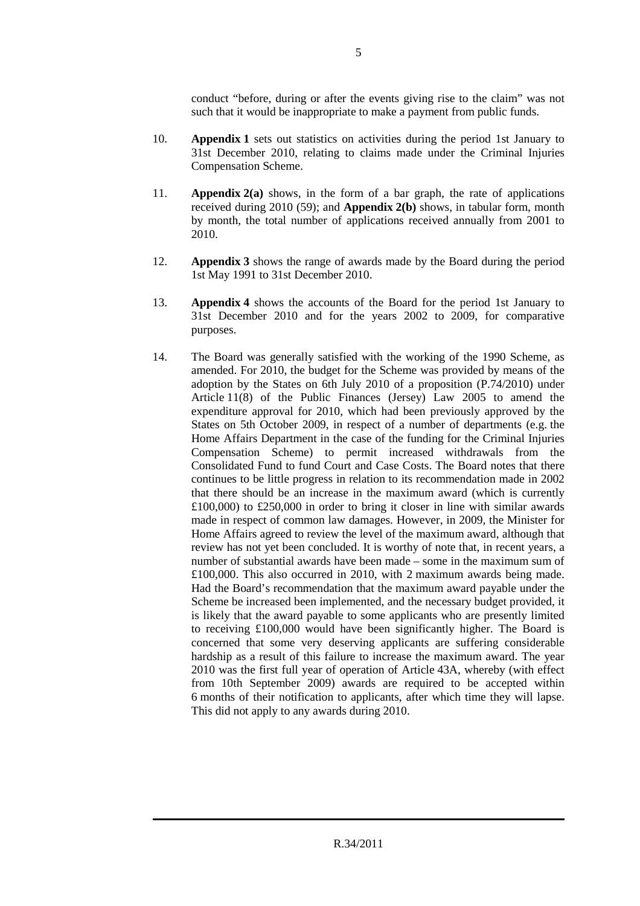conduct "before, during or after the events giving rise to the claim" was not such that it would be inappropriate to make a payment from public funds.

10. **Appendix 1** sets out statistics on activities during the period 1st January to 31st December 2010, relating to claims made under the Criminal Injuries Compensation Scheme.

11. **Appendix 2(a)** shows, in the form of a bar graph, the rate of applications received during 2010 (59); and **Appendix 2(b)** shows, in tabular form, month by month, the total number of applications received annually from 2001 to 2010.

12. **Appendix 3** shows the range of awards made by the Board during the period 1st May 1991 to 31st December 2010.

13. **Appendix 4** shows the accounts of the Board for the period 1st January to 31st December 2010 and for the years 2002 to 2009, for comparative purposes.

14. The Board was generally satisfied with the working of the 1990 Scheme, as amended. For 2010, the budget for the Scheme was provided by means of the adoption by the States on 6th July 2010 of a proposition (P.74/2010) under Article 11(8) of the Public Finances (Jersey) Law 2005 to amend the expenditure approval for 2010, which had been previously approved by the States on 5th October 2009, in respect of a number of departments (e.g. the Home Affairs Department in the case of the funding for the Criminal Injuries Compensation Scheme) to permit increased withdrawals from the Consolidated Fund to fund Court and Case Costs. The Board notes that there continues to be little progress in relation to its recommendation made in 2002 that there should be an increase in the maximum award (which is currently £100,000) to £250,000 in order to bring it closer in line with similar awards made in respect of common law damages. However, in 2009, the Minister for Home Affairs agreed to review the level of the maximum award, although that review has not yet been concluded. It is worthy of note that, in recent years, a number of substantial awards have been made – some in the maximum sum of £100,000. This also occurred in 2010, with 2 maximum awards being made. Had the Board's recommendation that the maximum award payable under the Scheme be increased been implemented, and the necessary budget provided, it is likely that the award payable to some applicants who are presently limited to receiving £100,000 would have been significantly higher. The Board is concerned that some very deserving applicants are suffering considerable hardship as a result of this failure to increase the maximum award. The year 2010 was the first full year of operation of Article 43A, whereby (with effect from 10th September 2009) awards are required to be accepted within 6 months of their notification to applicants, after which time they will lapse. This did not apply to any awards during 2010.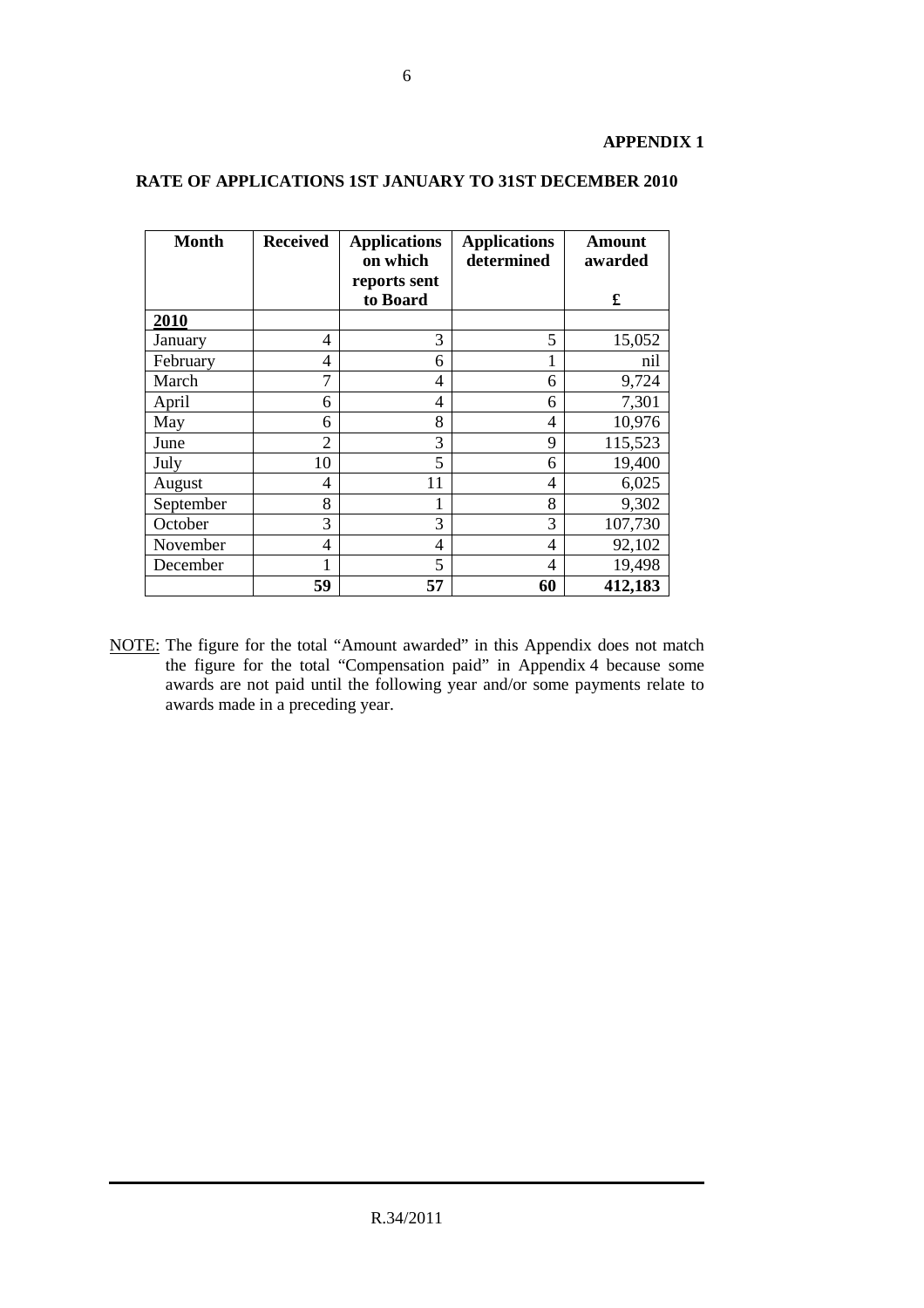**APPENDIX 1**

## RATE OF APPLICATIONS 1ST JANUARY TO 31ST DECEMBER 2010

| Month | Received | Applications on which reports sent to Board | Applications determined | Amount awarded £ |
|---|---|---|---|---|
| **2010** | | | | |
| January | 4 | 3 | 5 | 15,052 |
| February | 4 | 6 | 1 | nil |
| March | 7 | 4 | 6 | 9,724 |
| April | 6 | 4 | 6 | 7,301 |
| May | 6 | 8 | 4 | 10,976 |
| June | 2 | 3 | 9 | 115,523 |
| July | 10 | 5 | 6 | 19,400 |
| August | 4 | 11 | 4 | 6,025 |
| September | 8 | 1 | 8 | 9,302 |
| October | 3 | 3 | 3 | 107,730 |
| November | 4 | 4 | 4 | 92,102 |
| December | 1 | 5 | 4 | 19,498 |
| | **59** | **57** | **60** | **412,183** |

NOTE: The figure for the total "Amount awarded" in this Appendix does not match the figure for the total "Compensation paid" in Appendix 4 because some awards are not paid until the following year and/or some payments relate to awards made in a preceding year.

R.34/2011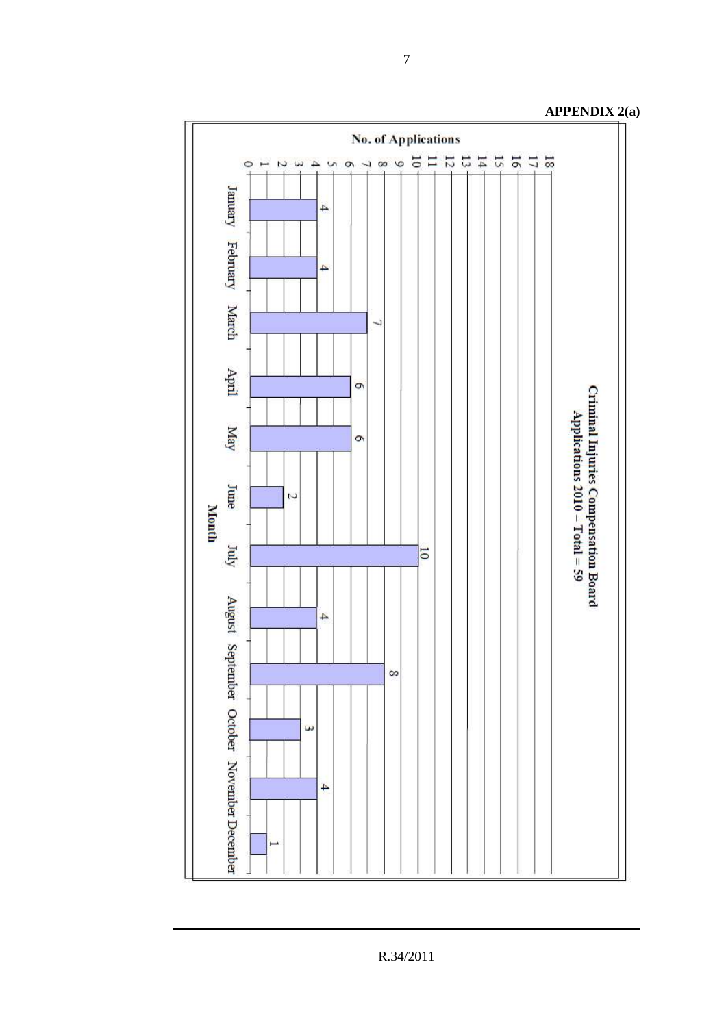**APPENDIX 2(a)**

**Criminal Injuries Compensation Board**
**Applications 2010 – Total = 59**

| Month | No. of Applications |
|---|---|
| January | 4 |
| February | 4 |
| March | 7 |
| April | 6 |
| May | 6 |
| June | 2 |
| July | 10 |
| August | 4 |
| September | 8 |
| October | 3 |
| November | 4 |
| December | 1 |

R.34/2011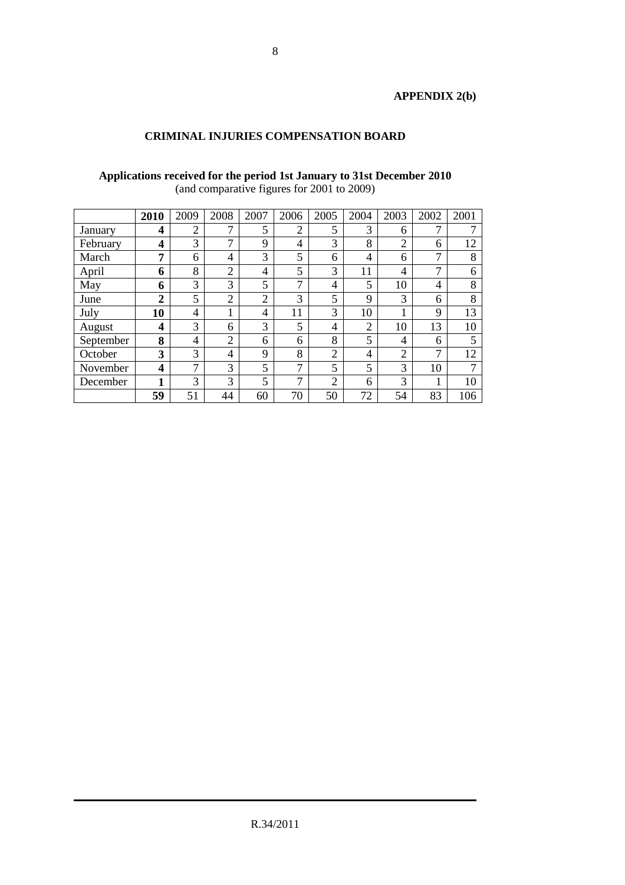**APPENDIX 2(b)**

## CRIMINAL INJURIES COMPENSATION BOARD

**Applications received for the period 1st January to 31st December 2010**
(and comparative figures for 2001 to 2009)

| | **2010** | 2009 | 2008 | 2007 | 2006 | 2005 | 2004 | 2003 | 2002 | 2001 |
|---|---|---|---|---|---|---|---|---|---|---|
| January | **4** | 2 | 7 | 5 | 2 | 5 | 3 | 6 | 7 | 7 |
| February | **4** | 3 | 7 | 9 | 4 | 3 | 8 | 2 | 6 | 12 |
| March | **7** | 6 | 4 | 3 | 5 | 6 | 4 | 6 | 7 | 8 |
| April | **6** | 8 | 2 | 4 | 5 | 3 | 11 | 4 | 7 | 6 |
| May | **6** | 3 | 3 | 5 | 7 | 4 | 5 | 10 | 4 | 8 |
| June | **2** | 5 | 2 | 2 | 3 | 5 | 9 | 3 | 6 | 8 |
| July | **10** | 4 | 1 | 4 | 11 | 3 | 10 | 1 | 9 | 13 |
| August | **4** | 3 | 6 | 3 | 5 | 4 | 2 | 10 | 13 | 10 |
| September | **8** | 4 | 2 | 6 | 6 | 8 | 5 | 4 | 6 | 5 |
| October | **3** | 3 | 4 | 9 | 8 | 2 | 4 | 2 | 7 | 12 |
| November | **4** | 7 | 3 | 5 | 7 | 5 | 5 | 3 | 10 | 7 |
| December | **1** | 3 | 3 | 5 | 7 | 2 | 6 | 3 | 1 | 10 |
| | **59** | 51 | 44 | 60 | 70 | 50 | 72 | 54 | 83 | 106 |

R.34/2011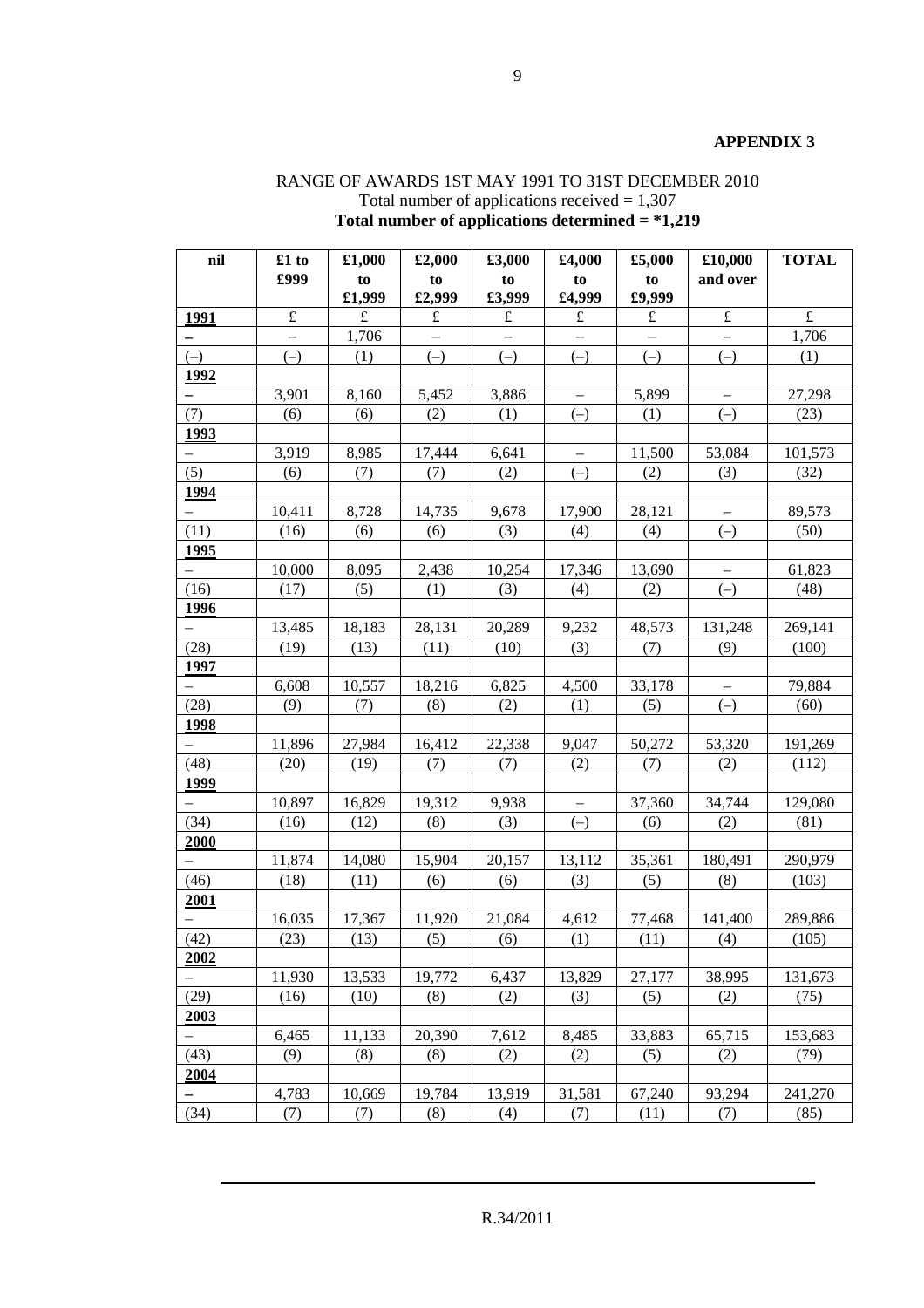**APPENDIX 3**

RANGE OF AWARDS 1ST MAY 1991 TO 31ST DECEMBER 2010
Total number of applications received = 1,307
**Total number of applications determined = *1,219**

| nil | £1 to £999 | £1,000 to £1,999 | £2,000 to £2,999 | £3,000 to £3,999 | £4,000 to £4,999 | £5,000 to £9,999 | £10,000 and over | TOTAL |
|---|---|---|---|---|---|---|---|---|
| **1991** | £ | £ | £ | £ | £ | £ | £ | £ |
| – | – | 1,706 | – | – | – | – | – | 1,706 |
| (–) | (–) | (1) | (–) | (–) | (–) | (–) | (–) | (1) |
| **1992** | | | | | | | | |
| – | 3,901 | 8,160 | 5,452 | 3,886 | – | 5,899 | – | 27,298 |
| (7) | (6) | (6) | (2) | (1) | (–) | (1) | (–) | (23) |
| **1993** | | | | | | | | |
| – | 3,919 | 8,985 | 17,444 | 6,641 | – | 11,500 | 53,084 | 101,573 |
| (5) | (6) | (7) | (7) | (2) | (–) | (2) | (3) | (32) |
| **1994** | | | | | | | | |
| – | 10,411 | 8,728 | 14,735 | 9,678 | 17,900 | 28,121 | – | 89,573 |
| (11) | (16) | (6) | (6) | (3) | (4) | (4) | (–) | (50) |
| **1995** | | | | | | | | |
| – | 10,000 | 8,095 | 2,438 | 10,254 | 17,346 | 13,690 | – | 61,823 |
| (16) | (17) | (5) | (1) | (3) | (4) | (2) | (–) | (48) |
| **1996** | | | | | | | | |
| – | 13,485 | 18,183 | 28,131 | 20,289 | 9,232 | 48,573 | 131,248 | 269,141 |
| (28) | (19) | (13) | (11) | (10) | (3) | (7) | (9) | (100) |
| **1997** | | | | | | | | |
| – | 6,608 | 10,557 | 18,216 | 6,825 | 4,500 | 33,178 | – | 79,884 |
| (28) | (9) | (7) | (8) | (2) | (1) | (5) | (–) | (60) |
| **1998** | | | | | | | | |
| – | 11,896 | 27,984 | 16,412 | 22,338 | 9,047 | 50,272 | 53,320 | 191,269 |
| (48) | (20) | (19) | (7) | (7) | (2) | (7) | (2) | (112) |
| **1999** | | | | | | | | |
| – | 10,897 | 16,829 | 19,312 | 9,938 | – | 37,360 | 34,744 | 129,080 |
| (34) | (16) | (12) | (8) | (3) | (–) | (6) | (2) | (81) |
| **2000** | | | | | | | | |
| – | 11,874 | 14,080 | 15,904 | 20,157 | 13,112 | 35,361 | 180,491 | 290,979 |
| (46) | (18) | (11) | (6) | (6) | (3) | (5) | (8) | (103) |
| **2001** | | | | | | | | |
| – | 16,035 | 17,367 | 11,920 | 21,084 | 4,612 | 77,468 | 141,400 | 289,886 |
| (42) | (23) | (13) | (5) | (6) | (1) | (11) | (4) | (105) |
| **2002** | | | | | | | | |
| – | 11,930 | 13,533 | 19,772 | 6,437 | 13,829 | 27,177 | 38,995 | 131,673 |
| (29) | (16) | (10) | (8) | (2) | (3) | (5) | (2) | (75) |
| **2003** | | | | | | | | |
| – | 6,465 | 11,133 | 20,390 | 7,612 | 8,485 | 33,883 | 65,715 | 153,683 |
| (43) | (9) | (8) | (8) | (2) | (2) | (5) | (2) | (79) |
| **2004** | | | | | | | | |
| – | 4,783 | 10,669 | 19,784 | 13,919 | 31,581 | 67,240 | 93,294 | 241,270 |
| (34) | (7) | (7) | (8) | (4) | (7) | (11) | (7) | (85) |

R.34/2011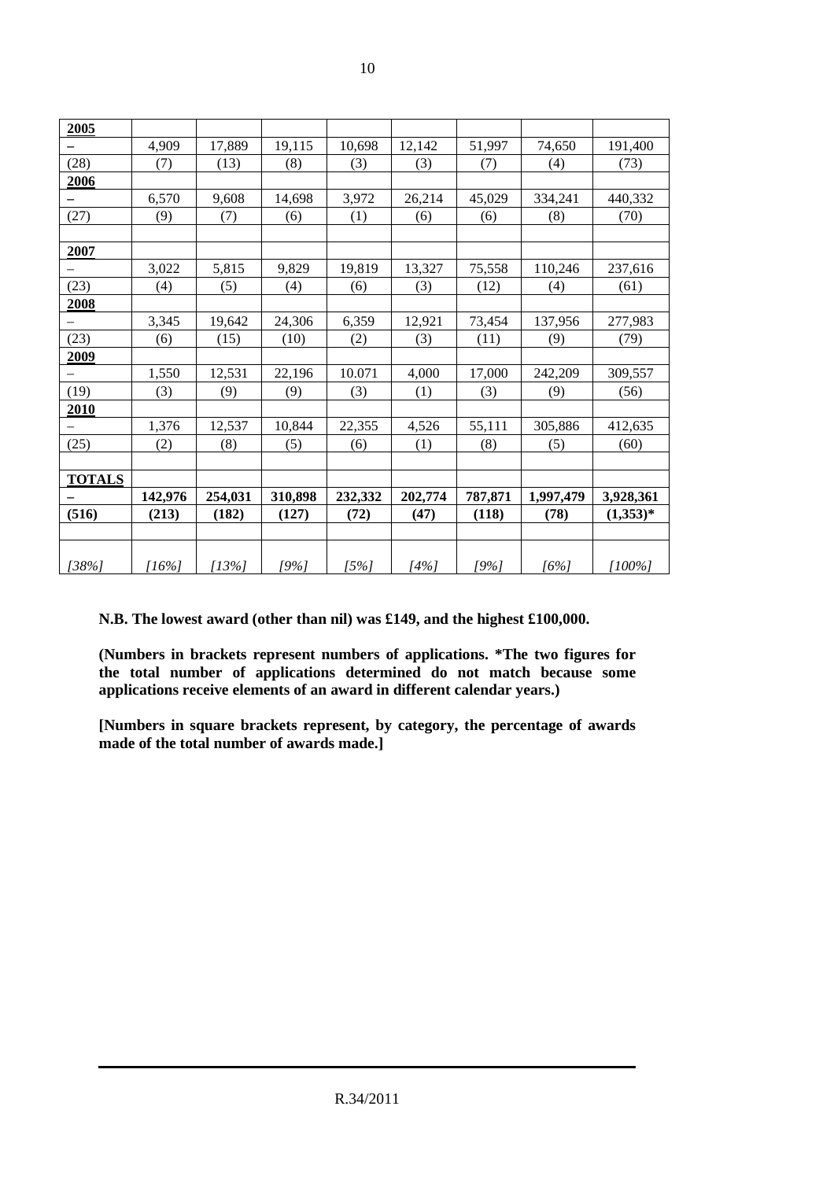| 2005 | | | | | | | | |
|---|---|---|---|---|---|---|---|---|
| – | 4,909 | 17,889 | 19,115 | 10,698 | 12,142 | 51,997 | 74,650 | 191,400 |
| (28) | (7) | (13) | (8) | (3) | (3) | (7) | (4) | (73) |
| **2006** | | | | | | | | |
| – | 6,570 | 9,608 | 14,698 | 3,972 | 26,214 | 45,029 | 334,241 | 440,332 |
| (27) | (9) | (7) | (6) | (1) | (6) | (6) | (8) | (70) |
| | | | | | | | | |
| **2007** | | | | | | | | |
| – | 3,022 | 5,815 | 9,829 | 19,819 | 13,327 | 75,558 | 110,246 | 237,616 |
| (23) | (4) | (5) | (4) | (6) | (3) | (12) | (4) | (61) |
| **2008** | | | | | | | | |
| – | 3,345 | 19,642 | 24,306 | 6,359 | 12,921 | 73,454 | 137,956 | 277,983 |
| (23) | (6) | (15) | (10) | (2) | (3) | (11) | (9) | (79) |
| **2009** | | | | | | | | |
| – | 1,550 | 12,531 | 22,196 | 10.071 | 4,000 | 17,000 | 242,209 | 309,557 |
| (19) | (3) | (9) | (9) | (3) | (1) | (3) | (9) | (56) |
| **2010** | | | | | | | | |
| – | 1,376 | 12,537 | 10,844 | 22,355 | 4,526 | 55,111 | 305,886 | 412,635 |
| (25) | (2) | (8) | (5) | (6) | (1) | (8) | (5) | (60) |
| | | | | | | | | |
| **TOTALS** | | | | | | | | |
| **–** | **142,976** | **254,031** | **310,898** | **232,332** | **202,774** | **787,871** | **1,997,479** | **3,928,361** |
| **(516)** | **(213)** | **(182)** | **(127)** | **(72)** | **(47)** | **(118)** | **(78)** | **(1,353)*** |
| | | | | | | | | |
| *[38%]* | *[16%]* | *[13%]* | *[9%]* | *[5%]* | *[4%]* | *[9%]* | *[6%]* | *[100%]* |

**N.B. The lowest award (other than nil) was £149, and the highest £100,000.**

**(Numbers in brackets represent numbers of applications. *The two figures for the total number of applications determined do not match because some applications receive elements of an award in different calendar years.)**

**[Numbers in square brackets represent, by category, the percentage of awards made of the total number of awards made.]**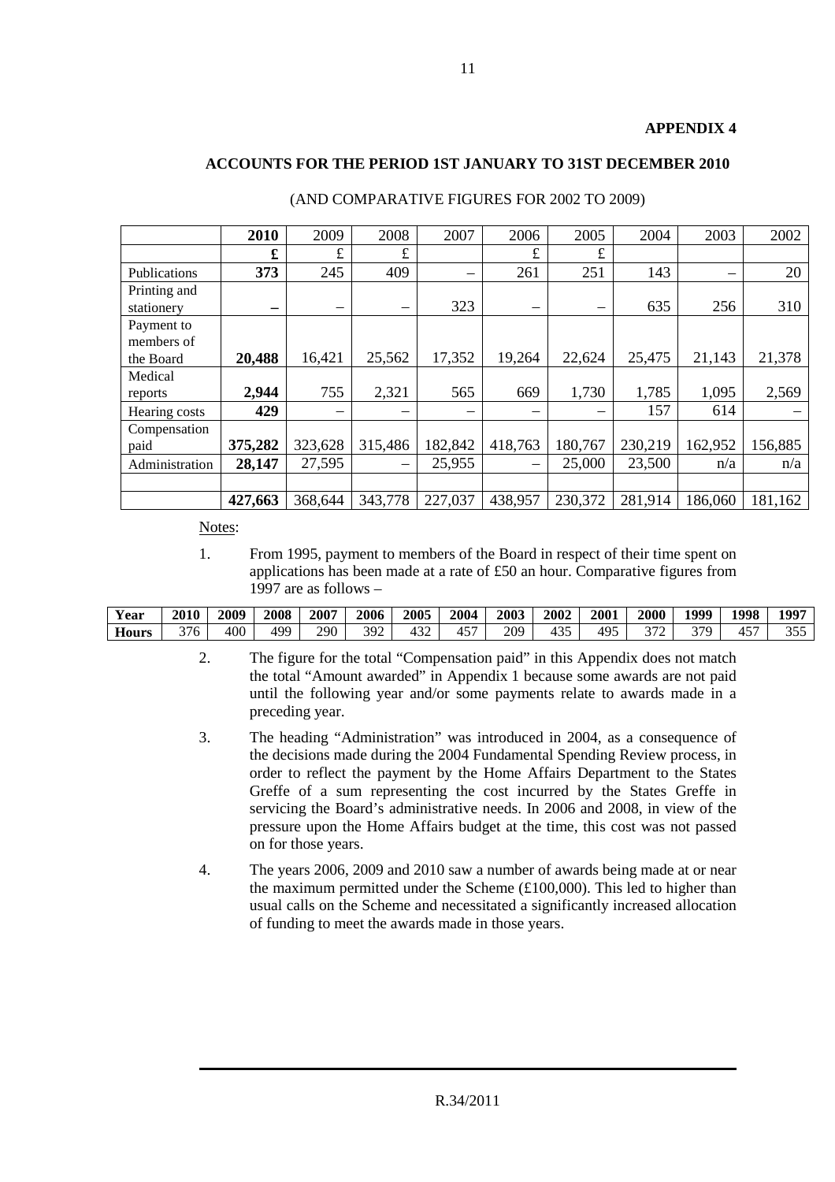**APPENDIX 4**

**ACCOUNTS FOR THE PERIOD 1ST JANUARY TO 31ST DECEMBER 2010**

(AND COMPARATIVE FIGURES FOR 2002 TO 2009)

| | **2010** | 2009 | 2008 | 2007 | 2006 | 2005 | 2004 | 2003 | 2002 |
|---|---|---|---|---|---|---|---|---|---|
| | **£** | £ | £ | | £ | £ | | | |
| Publications | **373** | 245 | 409 | – | 261 | 251 | 143 | – | 20 |
| Printing and stationery | **–** | – | – | 323 | – | – | 635 | 256 | 310 |
| Payment to members of the Board | **20,488** | 16,421 | 25,562 | 17,352 | 19,264 | 22,624 | 25,475 | 21,143 | 21,378 |
| Medical reports | **2,944** | 755 | 2,321 | 565 | 669 | 1,730 | 1,785 | 1,095 | 2,569 |
| Hearing costs | **429** | – | – | – | – | – | 157 | 614 | – |
| Compensation paid | **375,282** | 323,628 | 315,486 | 182,842 | 418,763 | 180,767 | 230,219 | 162,952 | 156,885 |
| Administration | **28,147** | 27,595 | – | 25,955 | – | 25,000 | 23,500 | n/a | n/a |
| | | | | | | | | | |
| | **427,663** | 368,644 | 343,778 | 227,037 | 438,957 | 230,372 | 281,914 | 186,060 | 181,162 |

Notes:

1. From 1995, payment to members of the Board in respect of their time spent on applications has been made at a rate of £50 an hour. Comparative figures from 1997 are as follows –

| **Year** | **2010** | **2009** | **2008** | **2007** | **2006** | **2005** | **2004** | **2003** | **2002** | **2001** | **2000** | **1999** | **1998** | **1997** |
|---|---|---|---|---|---|---|---|---|---|---|---|---|---|---|
| **Hours** | 376 | 400 | 499 | 290 | 392 | 432 | 457 | 209 | 435 | 495 | 372 | 379 | 457 | 355 |

2. The figure for the total "Compensation paid" in this Appendix does not match the total "Amount awarded" in Appendix 1 because some awards are not paid until the following year and/or some payments relate to awards made in a preceding year.

3. The heading "Administration" was introduced in 2004, as a consequence of the decisions made during the 2004 Fundamental Spending Review process, in order to reflect the payment by the Home Affairs Department to the States Greffe of a sum representing the cost incurred by the States Greffe in servicing the Board's administrative needs. In 2006 and 2008, in view of the pressure upon the Home Affairs budget at the time, this cost was not passed on for those years.

4. The years 2006, 2009 and 2010 saw a number of awards being made at or near the maximum permitted under the Scheme (£100,000). This led to higher than usual calls on the Scheme and necessitated a significantly increased allocation of funding to meet the awards made in those years.